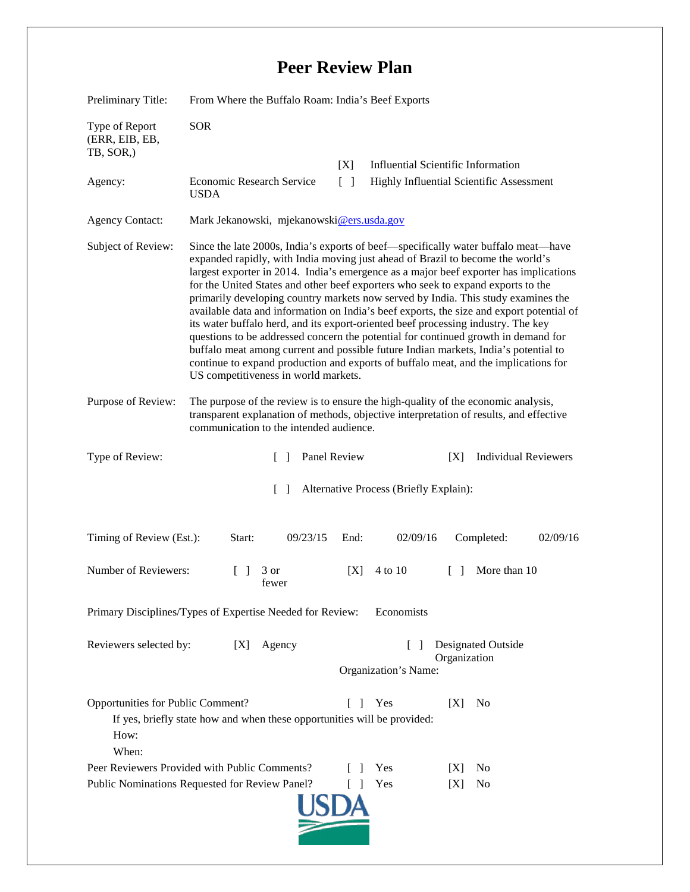# Peer Review Plan

Preliminary Title: From Where the Buffalo Roam: India's Beef Exports

Type of Report (ERR, EIB, EB, TB, SOR,): SOR

Agency: Economic Research Service USDA

[X] Influential Scientific Information
[ ] Highly Influential Scientific Assessment

Agency Contact: Mark Jekanowski, mjekanowski@ers.usda.gov

Subject of Review: Since the late 2000s, India's exports of beef—specifically water buffalo meat—have expanded rapidly, with India moving just ahead of Brazil to become the world's largest exporter in 2014. India's emergence as a major beef exporter has implications for the United States and other beef exporters who seek to expand exports to the primarily developing country markets now served by India. This study examines the available data and information on India's beef exports, the size and export potential of its water buffalo herd, and its export-oriented beef processing industry. The key questions to be addressed concern the potential for continued growth in demand for buffalo meat among current and possible future Indian markets, India's potential to continue to expand production and exports of buffalo meat, and the implications for US competitiveness in world markets.

Purpose of Review: The purpose of the review is to ensure the high-quality of the economic analysis, transparent explanation of methods, objective interpretation of results, and effective communication to the intended audience.

Type of Review: [ ] Panel Review [X] Individual Reviewers

[ ] Alternative Process (Briefly Explain):

Timing of Review (Est.): Start: 09/23/15 End: 02/09/16 Completed: 02/09/16

Number of Reviewers: [ ] 3 or fewer [X] 4 to 10 [ ] More than 10

Primary Disciplines/Types of Expertise Needed for Review: Economists

Reviewers selected by: [X] Agency [ ] Designated Outside Organization

Organization's Name:

Opportunities for Public Comment? [ ] Yes [X] No

If yes, briefly state how and when these opportunities will be provided:

How:

When:

Peer Reviewers Provided with Public Comments? [ ] Yes [X] No

Public Nominations Requested for Review Panel? [ ] Yes [X] No